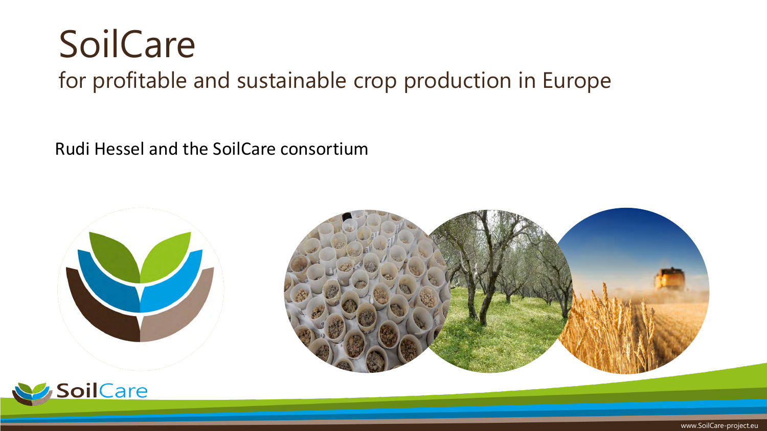# SoilCare

## for profitable and sustainable crop production in Europe

Rudi Hessel and the SoilCare consortium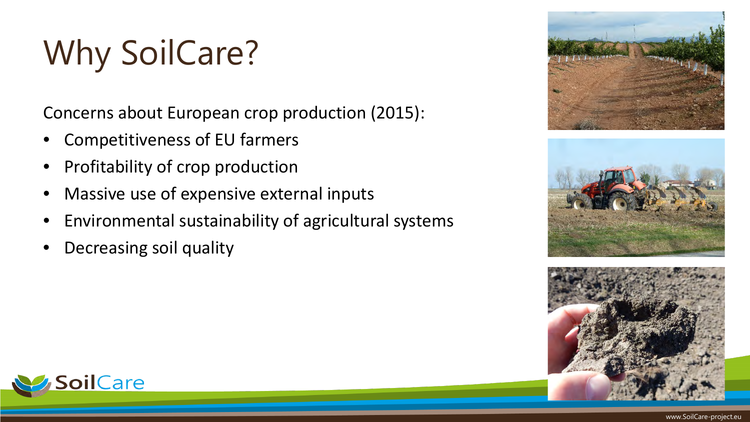# Why SoilCare?

Concerns about European crop production (2015):

- Competitiveness of EU farmers
- Profitability of crop production
- Massive use of expensive external inputs
- Environmental sustainability of agricultural systems
- Decreasing soil quality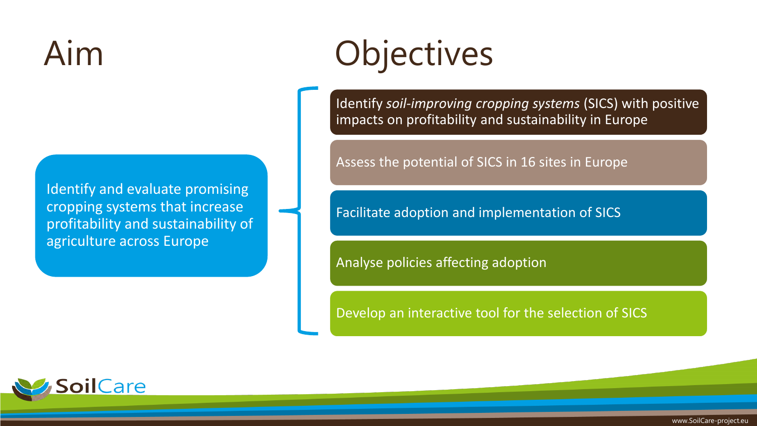# Aim

Identify and evaluate promising cropping systems that increase profitability and sustainability of agriculture across Europe

# Objectives

- Identify *soil-improving cropping systems* (SICS) with positive impacts on profitability and sustainability in Europe
- Assess the potential of SICS in 16 sites in Europe
- Facilitate adoption and implementation of SICS
- Analyse policies affecting adoption
- Develop an interactive tool for the selection of SICS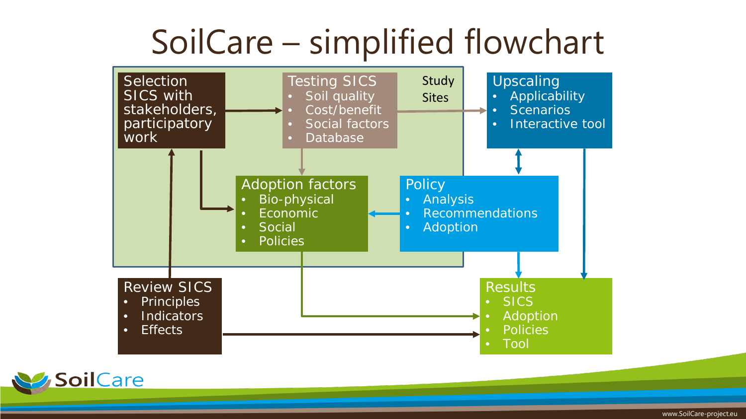# SoilCare – simplified flowchart

**Study Sites**

**Selection SICS with stakeholders, participatory work**

**Testing SICS**
- Soil quality
- Cost/benefit
- Social factors
- Database

**Adoption factors**
- Bio-physical
- Economic
- Social
- Policies

**Upscaling**
- Applicability
- Scenarios
- Interactive tool

**Policy**
- Analysis
- Recommendations
- Adoption

**Review SICS**
- Principles
- Indicators
- Effects

**Results**
- SICS
- Adoption
- Policies
- Tool

SoilCare

www.SoilCare-project.eu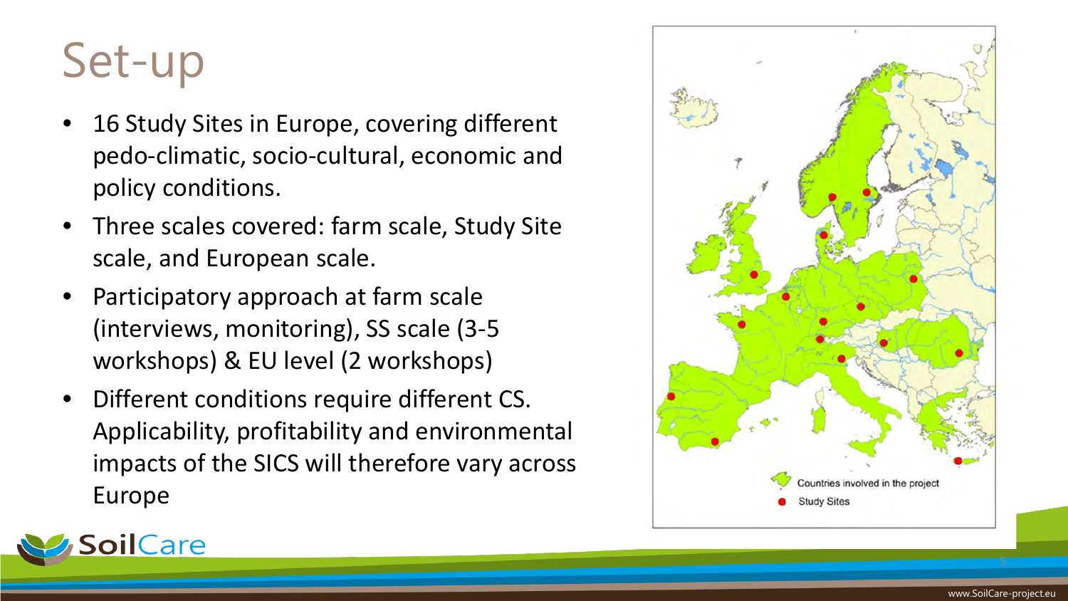# Set-up

- 16 Study Sites in Europe, covering different pedo-climatic, socio-cultural, economic and policy conditions.
- Three scales covered: farm scale, Study Site scale, and European scale.
- Participatory approach at farm scale (interviews, monitoring), SS scale (3-5 workshops) & EU level (2 workshops)
- Different conditions require different CS. Applicability, profitability and environmental impacts of the SICS will therefore vary across Europe

Countries involved in the project

Study Sites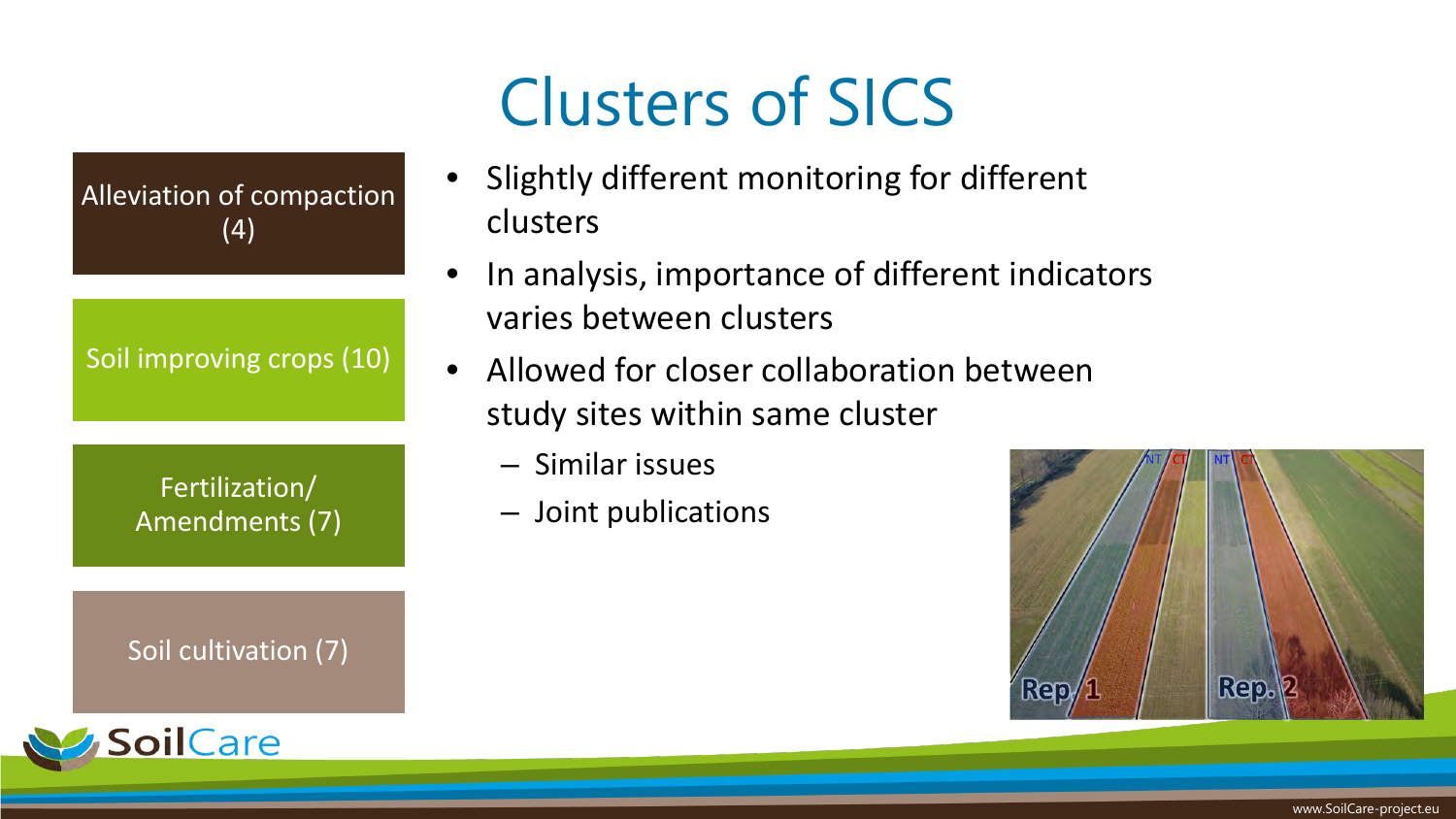# Clusters of SICS

- Alleviation of compaction (4)
- Soil improving crops (10)
- Fertilization/ Amendments (7)
- Soil cultivation (7)

- Slightly different monitoring for different clusters
- In analysis, importance of different indicators varies between clusters
- Allowed for closer collaboration between study sites within same cluster
  - Similar issues
  - Joint publications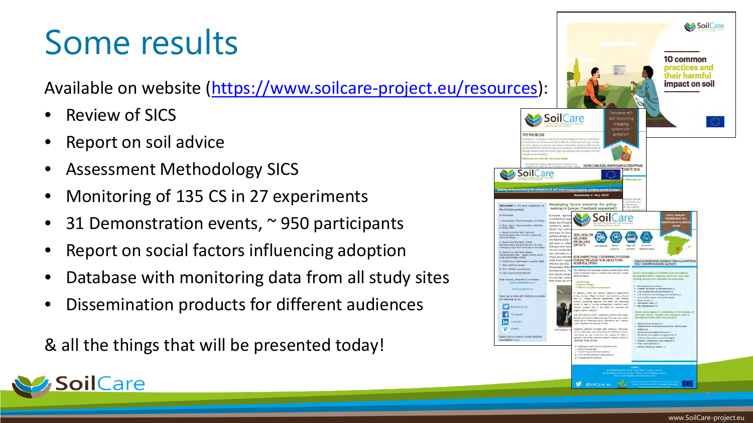# Some results

Available on website (https://www.soilcare-project.eu/resources):

- Review of SICS
- Report on soil advice
- Assessment Methodology SICS
- Monitoring of 135 CS in 27 experiments
- 31 Demonstration events, ~ 950 participants
- Report on social factors influencing adoption
- Database with monitoring data from all study sites
- Dissemination products for different audiences

& all the things that will be presented today!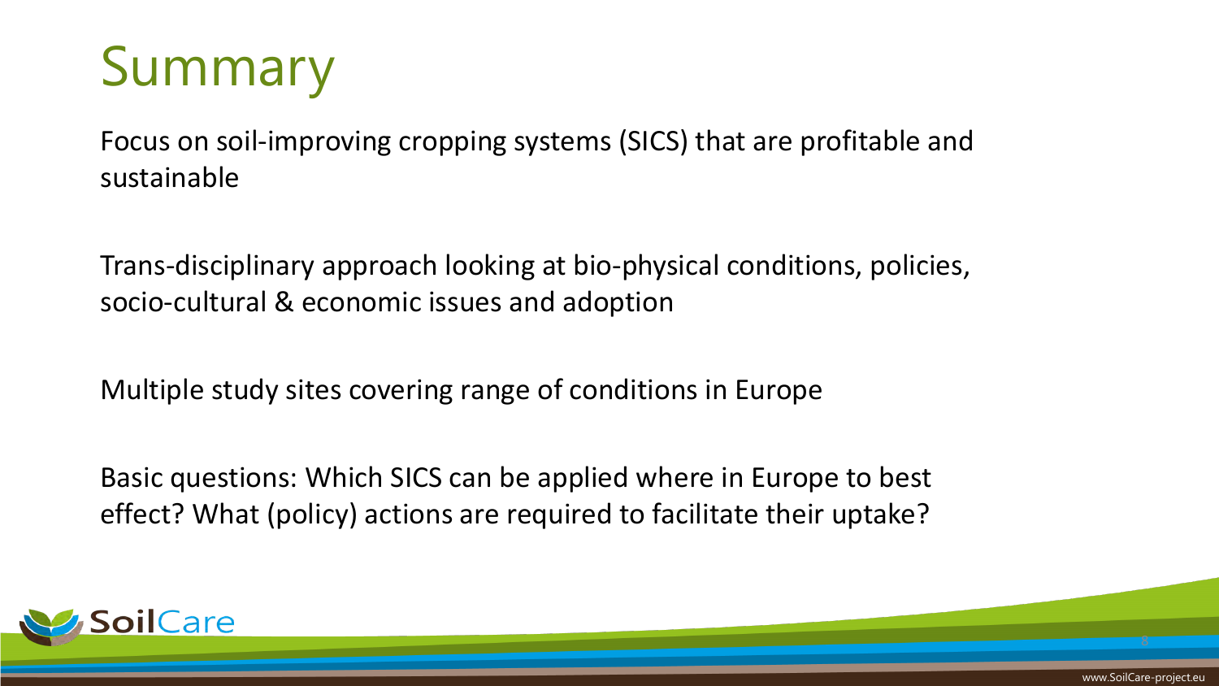# Summary

Focus on soil-improving cropping systems (SICS) that are profitable and sustainable

Trans-disciplinary approach looking at bio-physical conditions, policies, socio-cultural & economic issues and adoption

Multiple study sites covering range of conditions in Europe

Basic questions: Which SICS can be applied where in Europe to best effect? What (policy) actions are required to facilitate their uptake?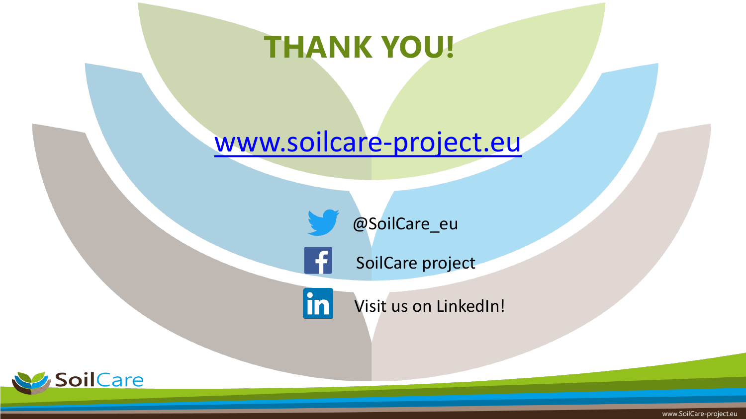# THANK YOU!

[www.soilcare-project.eu](http://www.soilcare-project.eu)

@SoilCare_eu

SoilCare project

Visit us on LinkedIn!